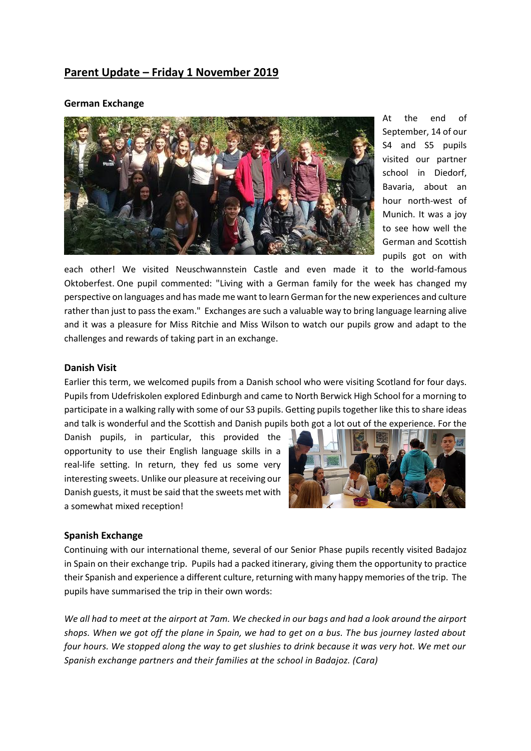# Parent Update – Friday 1 November 2019

### German Exchange

At the end of September, 14 of our S4 and S5 pupils visited our partner school in Diedorf, Bavaria, about an hour north-west of Munich. It was a joy to see how well the German and Scottish pupils got on with each other! We visited Neuschwannstein Castle and even made it to the world-famous Oktoberfest. One pupil commented: "Living with a German family for the week has changed my perspective on languages and has made me want to learn German for the new experiences and culture rather than just to pass the exam." Exchanges are such a valuable way to bring language learning alive and it was a pleasure for Miss Ritchie and Miss Wilson to watch our pupils grow and adapt to the challenges and rewards of taking part in an exchange.

### Danish Visit

Earlier this term, we welcomed pupils from a Danish school who were visiting Scotland for four days. Pupils from Udefriskolen explored Edinburgh and came to North Berwick High School for a morning to participate in a walking rally with some of our S3 pupils. Getting pupils together like this to share ideas and talk is wonderful and the Scottish and Danish pupils both got a lot out of the experience. For the Danish pupils, in particular, this provided the opportunity to use their English language skills in a real-life setting. In return, they fed us some very interesting sweets. Unlike our pleasure at receiving our Danish guests, it must be said that the sweets met with a somewhat mixed reception!

### Spanish Exchange

Continuing with our international theme, several of our Senior Phase pupils recently visited Badajoz in Spain on their exchange trip. Pupils had a packed itinerary, giving them the opportunity to practice their Spanish and experience a different culture, returning with many happy memories of the trip. The pupils have summarised the trip in their own words:

*We all had to meet at the airport at 7am. We checked in our bags and had a look around the airport shops. When we got off the plane in Spain, we had to get on a bus. The bus journey lasted about four hours. We stopped along the way to get slushies to drink because it was very hot. We met our Spanish exchange partners and their families at the school in Badajoz. (Cara)*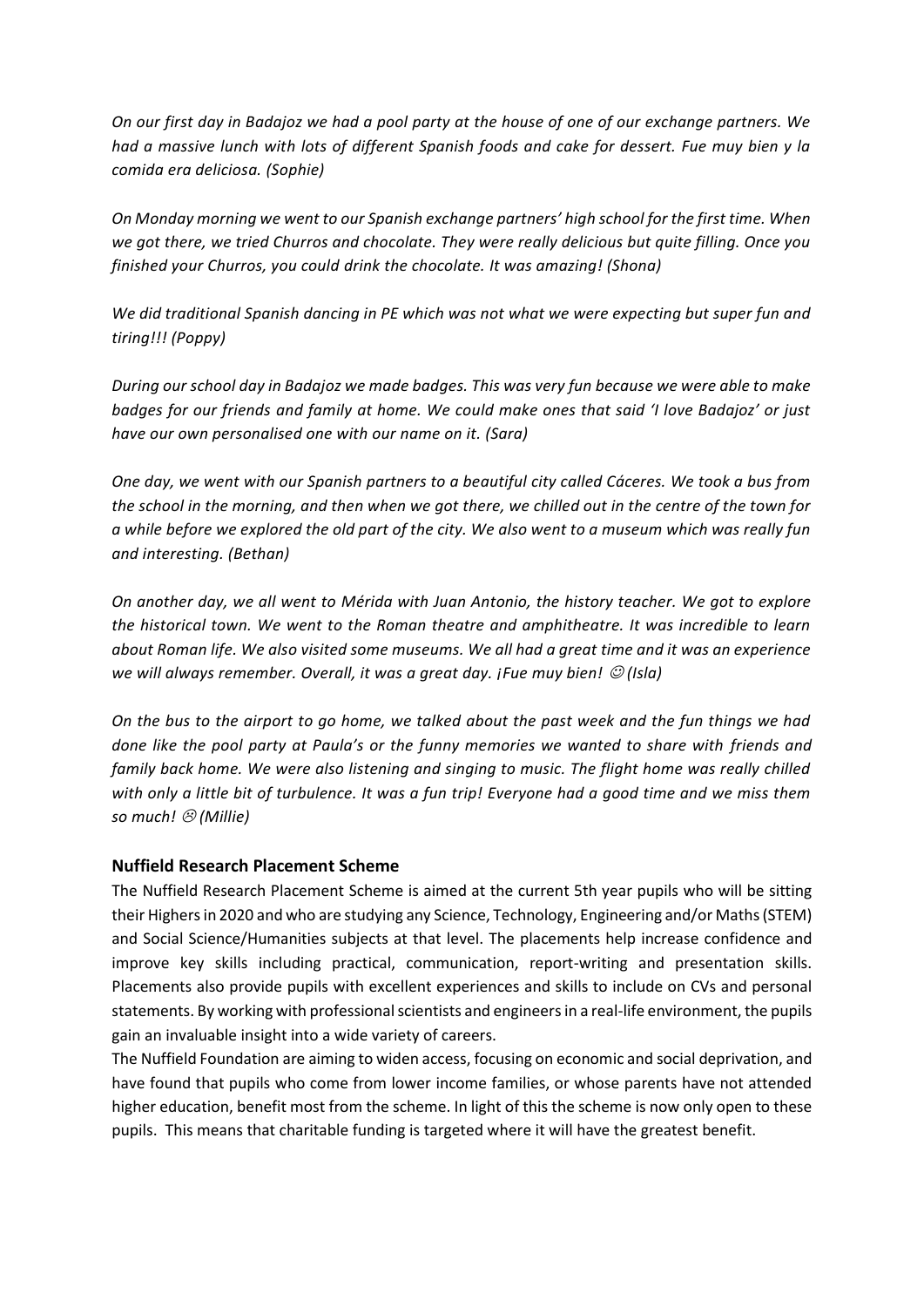*On our first day in Badajoz we had a pool party at the house of one of our exchange partners. We had a massive lunch with lots of different Spanish foods and cake for dessert. Fue muy bien y la comida era deliciosa. (Sophie)*

*On Monday morning we went to our Spanish exchange partners' high school for the first time. When we got there, we tried Churros and chocolate. They were really delicious but quite filling. Once you finished your Churros, you could drink the chocolate. It was amazing! (Shona)*

*We did traditional Spanish dancing in PE which was not what we were expecting but super fun and tiring!!! (Poppy)*

*During our school day in Badajoz we made badges. This was very fun because we were able to make badges for our friends and family at home. We could make ones that said 'I love Badajoz' or just have our own personalised one with our name on it. (Sara)*

*One day, we went with our Spanish partners to a beautiful city called Cáceres. We took a bus from the school in the morning, and then when we got there, we chilled out in the centre of the town for a while before we explored the old part of the city. We also went to a museum which was really fun and interesting. (Bethan)*

*On another day, we all went to Mérida with Juan Antonio, the history teacher. We got to explore the historical town. We went to the Roman theatre and amphitheatre. It was incredible to learn about Roman life. We also visited some museums. We all had a great time and it was an experience we will always remember. Overall, it was a great day. ¡Fue muy bien! ☺ (Isla)*

*On the bus to the airport to go home, we talked about the past week and the fun things we had done like the pool party at Paula's or the funny memories we wanted to share with friends and family back home. We were also listening and singing to music. The flight home was really chilled with only a little bit of turbulence. It was a fun trip! Everyone had a good time and we miss them so much! ☹ (Millie)*

## Nuffield Research Placement Scheme

The Nuffield Research Placement Scheme is aimed at the current 5th year pupils who will be sitting their Highers in 2020 and who are studying any Science, Technology, Engineering and/or Maths (STEM) and Social Science/Humanities subjects at that level. The placements help increase confidence and improve key skills including practical, communication, report-writing and presentation skills. Placements also provide pupils with excellent experiences and skills to include on CVs and personal statements. By working with professional scientists and engineers in a real-life environment, the pupils gain an invaluable insight into a wide variety of careers.

The Nuffield Foundation are aiming to widen access, focusing on economic and social deprivation, and have found that pupils who come from lower income families, or whose parents have not attended higher education, benefit most from the scheme. In light of this the scheme is now only open to these pupils. This means that charitable funding is targeted where it will have the greatest benefit.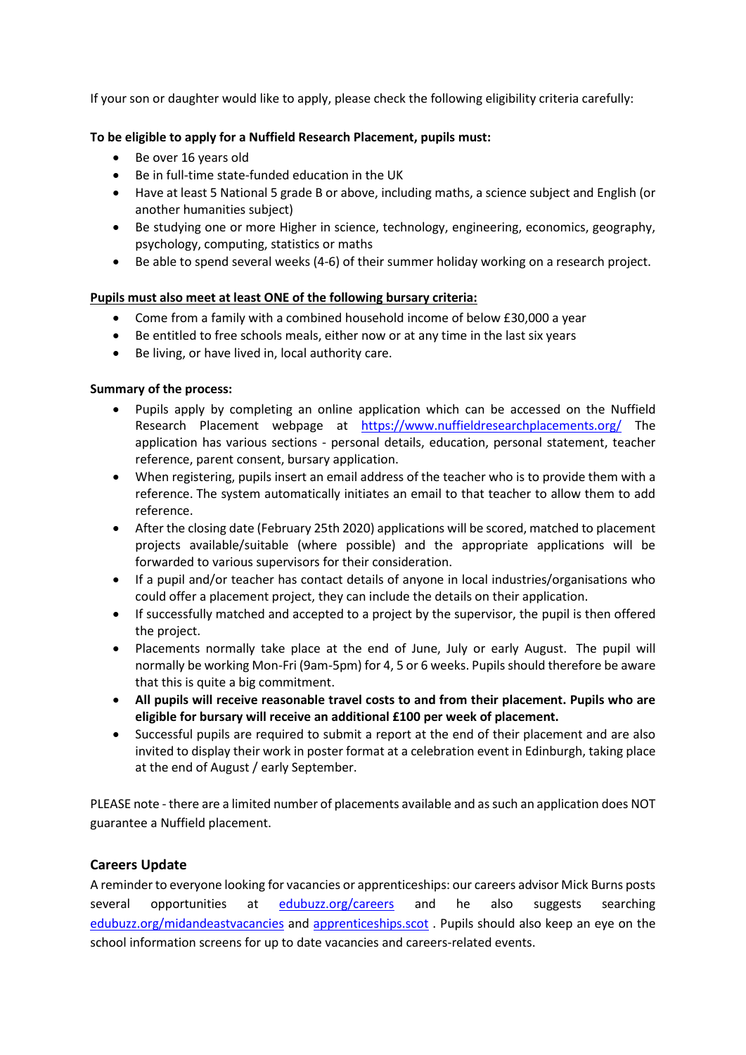If your son or daughter would like to apply, please check the following eligibility criteria carefully:

**To be eligible to apply for a Nuffield Research Placement, pupils must:**

- Be over 16 years old
- Be in full-time state-funded education in the UK
- Have at least 5 National 5 grade B or above, including maths, a science subject and English (or another humanities subject)
- Be studying one or more Higher in science, technology, engineering, economics, geography, psychology, computing, statistics or maths
- Be able to spend several weeks (4-6) of their summer holiday working on a research project.

**Pupils must also meet at least ONE of the following bursary criteria:**

- Come from a family with a combined household income of below £30,000 a year
- Be entitled to free schools meals, either now or at any time in the last six years
- Be living, or have lived in, local authority care.

**Summary of the process:**

- Pupils apply by completing an online application which can be accessed on the Nuffield Research Placement webpage at [https://www.nuffieldresearchplacements.org/](https://www.nuffieldresearchplacements.org/) The application has various sections - personal details, education, personal statement, teacher reference, parent consent, bursary application.
- When registering, pupils insert an email address of the teacher who is to provide them with a reference. The system automatically initiates an email to that teacher to allow them to add reference.
- After the closing date (February 25th 2020) applications will be scored, matched to placement projects available/suitable (where possible) and the appropriate applications will be forwarded to various supervisors for their consideration.
- If a pupil and/or teacher has contact details of anyone in local industries/organisations who could offer a placement project, they can include the details on their application.
- If successfully matched and accepted to a project by the supervisor, the pupil is then offered the project.
- Placements normally take place at the end of June, July or early August. The pupil will normally be working Mon-Fri (9am-5pm) for 4, 5 or 6 weeks. Pupils should therefore be aware that this is quite a big commitment.
- **All pupils will receive reasonable travel costs to and from their placement. Pupils who are eligible for bursary will receive an additional £100 per week of placement.**
- Successful pupils are required to submit a report at the end of their placement and are also invited to display their work in poster format at a celebration event in Edinburgh, taking place at the end of August / early September.

PLEASE note - there are a limited number of placements available and as such an application does NOT guarantee a Nuffield placement.

## Careers Update

A reminder to everyone looking for vacancies or apprenticeships: our careers advisor Mick Burns posts several opportunities at [edubuzz.org/careers](edubuzz.org/careers) and he also suggests searching [edubuzz.org/midandeastvacancies](edubuzz.org/midandeastvacancies) and [apprenticeships.scot](apprenticeships.scot) . Pupils should also keep an eye on the school information screens for up to date vacancies and careers-related events.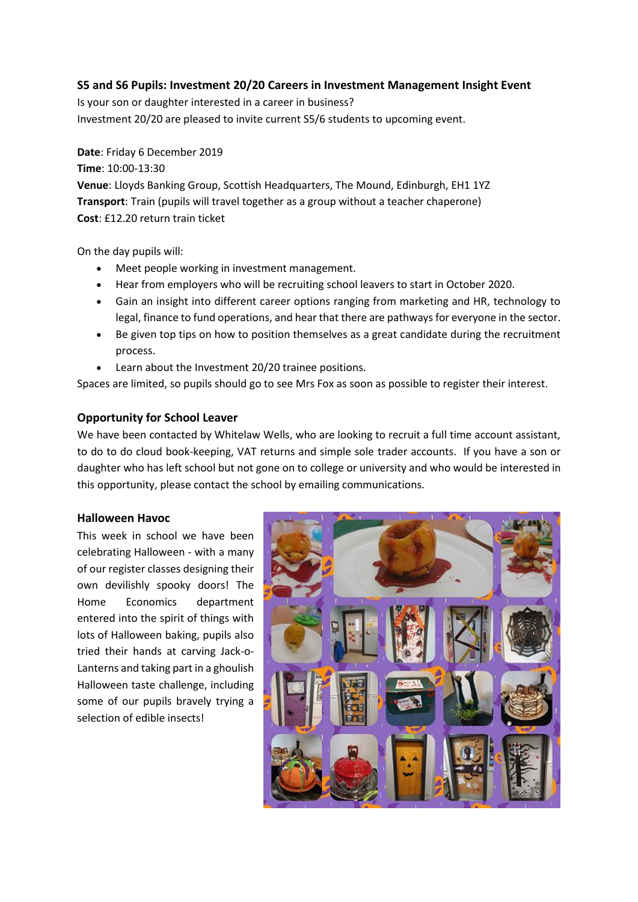**S5 and S6 Pupils: Investment 20/20 Careers in Investment Management Insight Event**

Is your son or daughter interested in a career in business?
Investment 20/20 are pleased to invite current S5/6 students to upcoming event.

**Date**: Friday 6 December 2019
**Time**: 10:00-13:30
**Venue**: Lloyds Banking Group, Scottish Headquarters, The Mound, Edinburgh, EH1 1YZ
**Transport**: Train (pupils will travel together as a group without a teacher chaperone)
**Cost**: £12.20 return train ticket

On the day pupils will:

- Meet people working in investment management.
- Hear from employers who will be recruiting school leavers to start in October 2020.
- Gain an insight into different career options ranging from marketing and HR, technology to legal, finance to fund operations, and hear that there are pathways for everyone in the sector.
- Be given top tips on how to position themselves as a great candidate during the recruitment process.
- Learn about the Investment 20/20 trainee positions.

Spaces are limited, so pupils should go to see Mrs Fox as soon as possible to register their interest.

**Opportunity for School Leaver**

We have been contacted by Whitelaw Wells, who are looking to recruit a full time account assistant, to do to do cloud book-keeping, VAT returns and simple sole trader accounts. If you have a son or daughter who has left school but not gone on to college or university and who would be interested in this opportunity, please contact the school by emailing communications.

**Halloween Havoc**

This week in school we have been celebrating Halloween - with a many of our register classes designing their own devilishly spooky doors! The Home Economics department entered into the spirit of things with lots of Halloween baking, pupils also tried their hands at carving Jack-o-Lanterns and taking part in a ghoulish Halloween taste challenge, including some of our pupils bravely trying a selection of edible insects!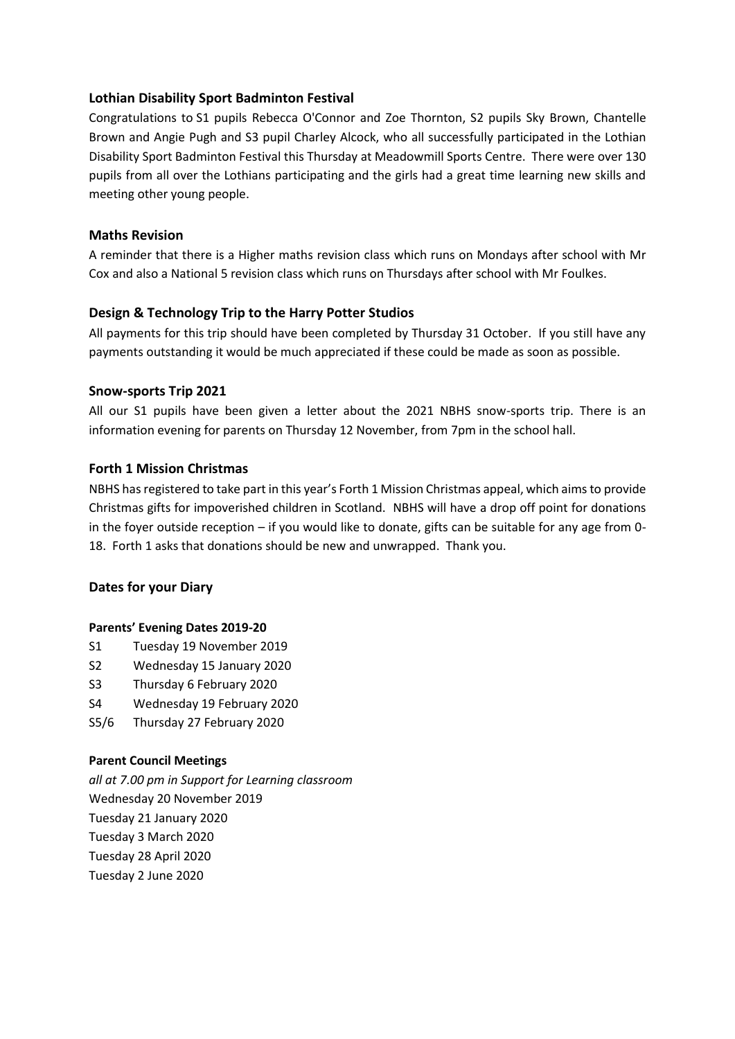## Lothian Disability Sport Badminton Festival

Congratulations to S1 pupils Rebecca O'Connor and Zoe Thornton, S2 pupils Sky Brown, Chantelle Brown and Angie Pugh and S3 pupil Charley Alcock, who all successfully participated in the Lothian Disability Sport Badminton Festival this Thursday at Meadowmill Sports Centre. There were over 130 pupils from all over the Lothians participating and the girls had a great time learning new skills and meeting other young people.

## Maths Revision

A reminder that there is a Higher maths revision class which runs on Mondays after school with Mr Cox and also a National 5 revision class which runs on Thursdays after school with Mr Foulkes.

## Design & Technology Trip to the Harry Potter Studios

All payments for this trip should have been completed by Thursday 31 October. If you still have any payments outstanding it would be much appreciated if these could be made as soon as possible.

## Snow-sports Trip 2021

All our S1 pupils have been given a letter about the 2021 NBHS snow-sports trip. There is an information evening for parents on Thursday 12 November, from 7pm in the school hall.

## Forth 1 Mission Christmas

NBHS has registered to take part in this year's Forth 1 Mission Christmas appeal, which aims to provide Christmas gifts for impoverished children in Scotland. NBHS will have a drop off point for donations in the foyer outside reception – if you would like to donate, gifts can be suitable for any age from 0-18. Forth 1 asks that donations should be new and unwrapped. Thank you.

## Dates for your Diary

### Parents' Evening Dates 2019-20

S1 Tuesday 19 November 2019
S2 Wednesday 15 January 2020
S3 Thursday 6 February 2020
S4 Wednesday 19 February 2020
S5/6 Thursday 27 February 2020

### Parent Council Meetings

*all at 7.00 pm in Support for Learning classroom*

Wednesday 20 November 2019
Tuesday 21 January 2020
Tuesday 3 March 2020
Tuesday 28 April 2020
Tuesday 2 June 2020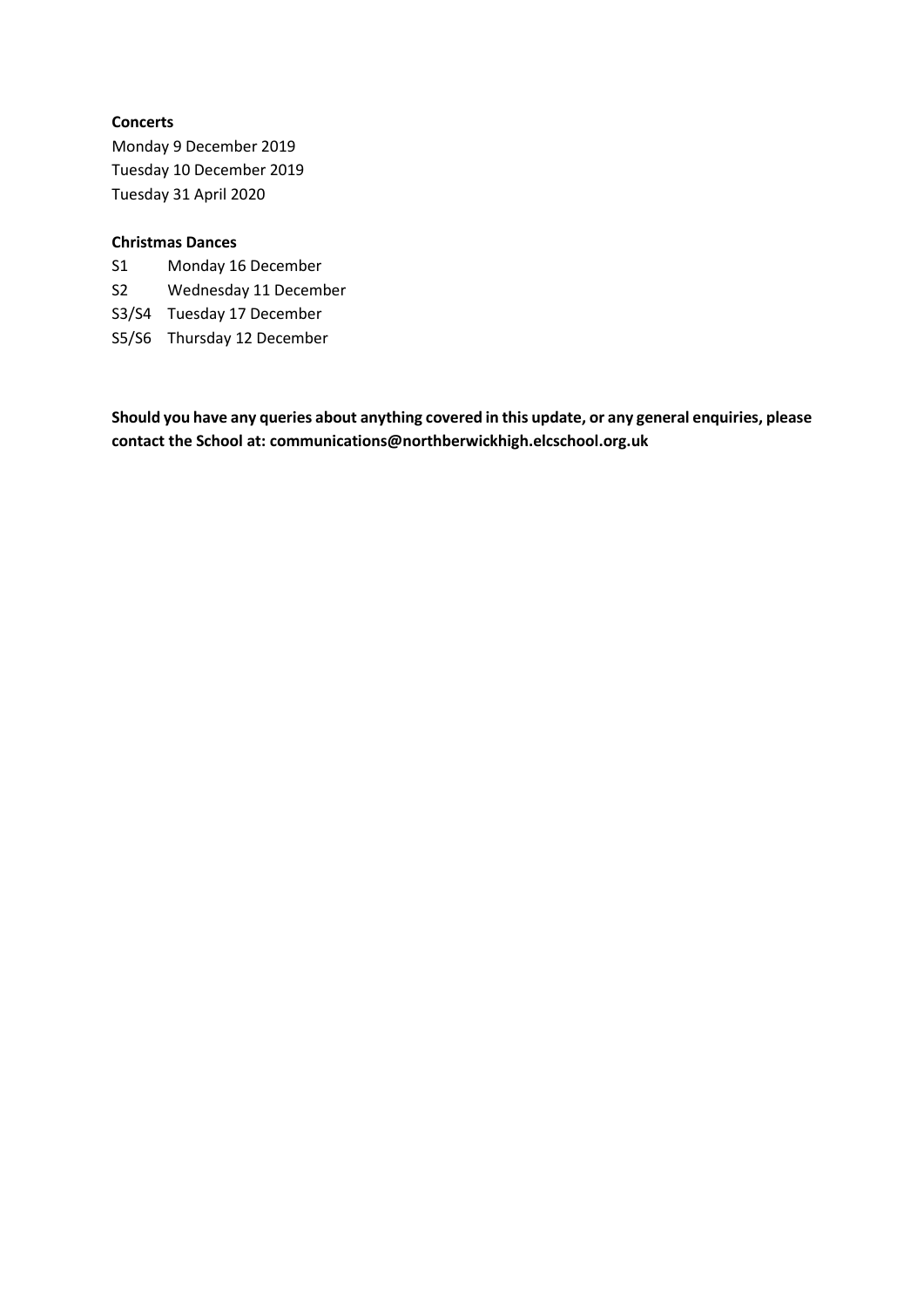**Concerts**

Monday 9 December 2019
Tuesday 10 December 2019
Tuesday 31 April 2020

**Christmas Dances**

| | |
|---|---|
| S1 | Monday 16 December |
| S2 | Wednesday 11 December |
| S3/S4 | Tuesday 17 December |
| S5/S6 | Thursday 12 December |

**Should you have any queries about anything covered in this update, or any general enquiries, please contact the School at: communications@northberwickhigh.elcschool.org.uk**